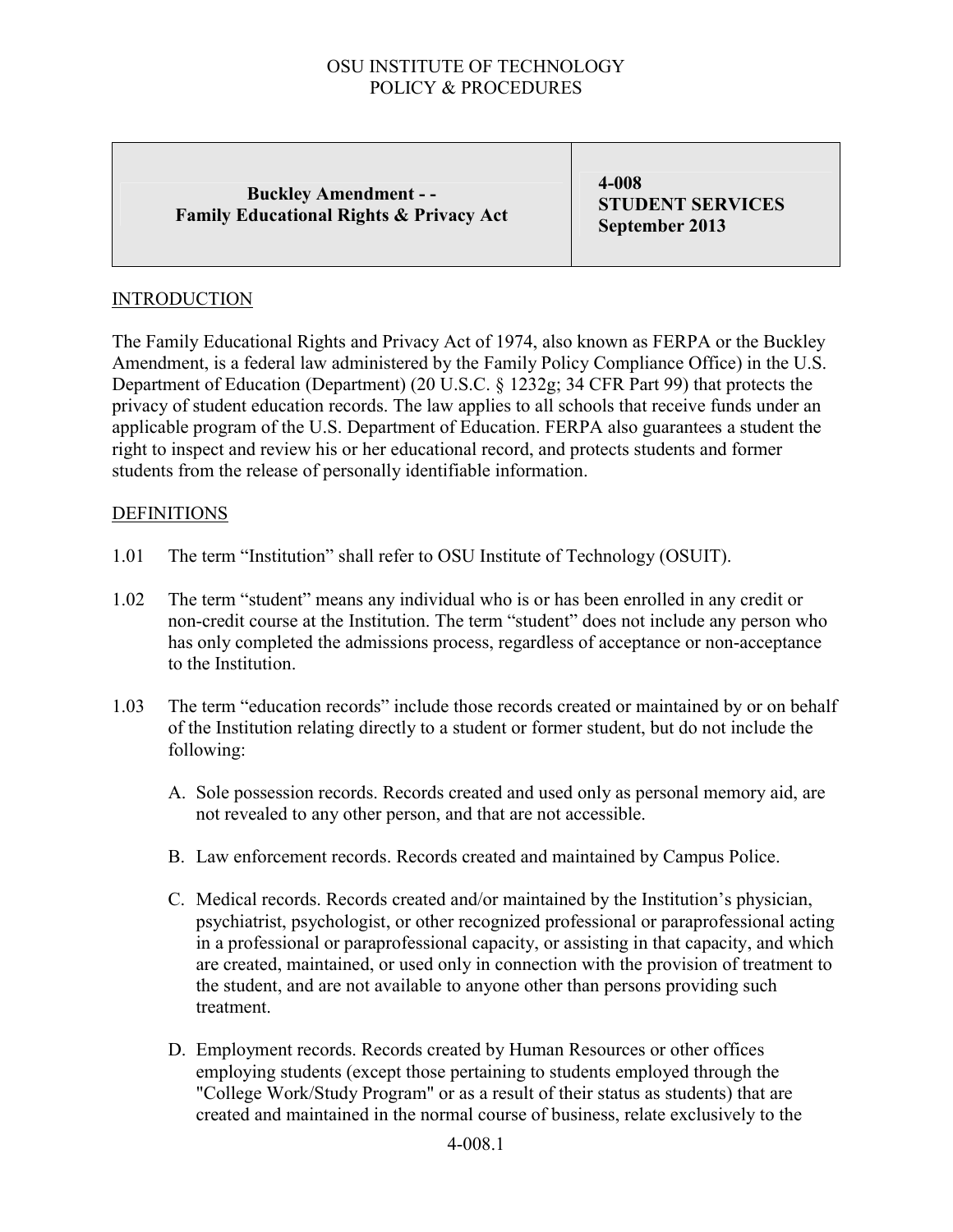OSU INSTITUTE OF TECHNOLOGY
POLICY & PROCEDURES

| **Buckley Amendment - -<br>Family Educational Rights & Privacy Act** | **4-008<br>STUDENT SERVICES<br>September 2013** |
|---|---|

## INTRODUCTION

The Family Educational Rights and Privacy Act of 1974, also known as FERPA or the Buckley Amendment, is a federal law administered by the Family Policy Compliance Office) in the U.S. Department of Education (Department) (20 U.S.C. § 1232g; 34 CFR Part 99) that protects the privacy of student education records. The law applies to all schools that receive funds under an applicable program of the U.S. Department of Education. FERPA also guarantees a student the right to inspect and review his or her educational record, and protects students and former students from the release of personally identifiable information.

## DEFINITIONS

1.01 The term "Institution" shall refer to OSU Institute of Technology (OSUIT).

1.02 The term "student" means any individual who is or has been enrolled in any credit or non-credit course at the Institution. The term "student" does not include any person who has only completed the admissions process, regardless of acceptance or non-acceptance to the Institution.

1.03 The term "education records" include those records created or maintained by or on behalf of the Institution relating directly to a student or former student, but do not include the following:

A. Sole possession records. Records created and used only as personal memory aid, are not revealed to any other person, and that are not accessible.

B. Law enforcement records. Records created and maintained by Campus Police.

C. Medical records. Records created and/or maintained by the Institution's physician, psychiatrist, psychologist, or other recognized professional or paraprofessional acting in a professional or paraprofessional capacity, or assisting in that capacity, and which are created, maintained, or used only in connection with the provision of treatment to the student, and are not available to anyone other than persons providing such treatment.

D. Employment records. Records created by Human Resources or other offices employing students (except those pertaining to students employed through the "College Work/Study Program" or as a result of their status as students) that are created and maintained in the normal course of business, relate exclusively to the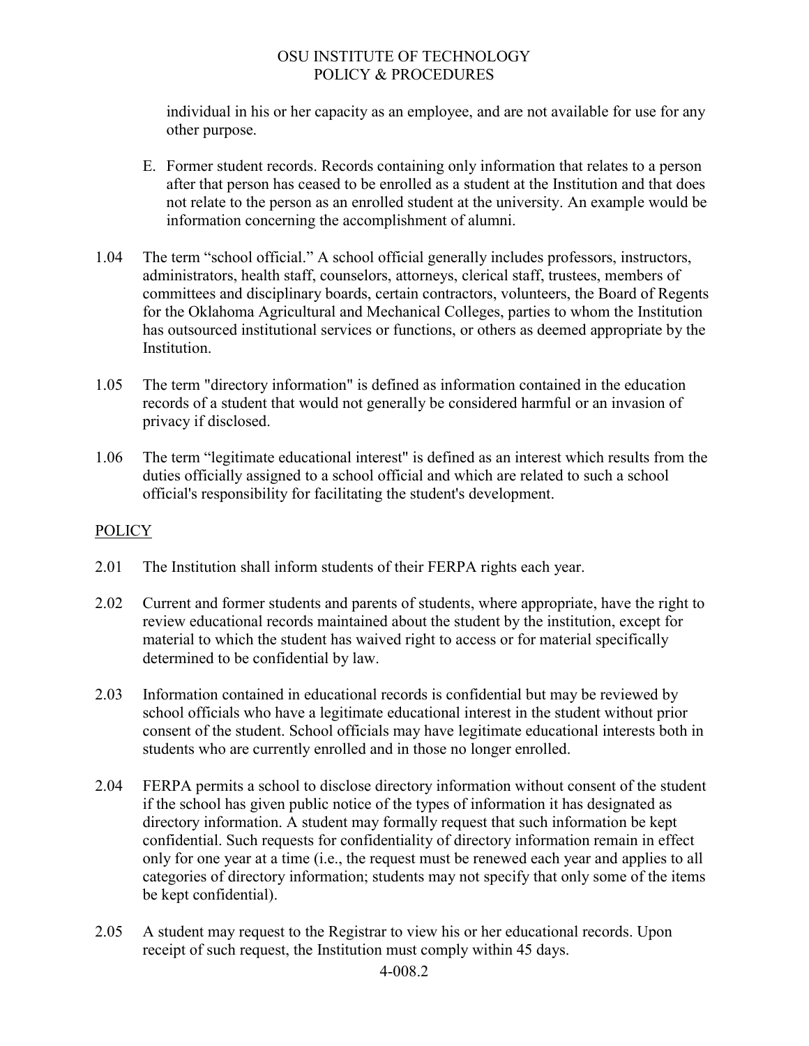individual in his or her capacity as an employee, and are not available for use for any other purpose.

E. Former student records. Records containing only information that relates to a person after that person has ceased to be enrolled as a student at the Institution and that does not relate to the person as an enrolled student at the university. An example would be information concerning the accomplishment of alumni.

1.04 The term "school official." A school official generally includes professors, instructors, administrators, health staff, counselors, attorneys, clerical staff, trustees, members of committees and disciplinary boards, certain contractors, volunteers, the Board of Regents for the Oklahoma Agricultural and Mechanical Colleges, parties to whom the Institution has outsourced institutional services or functions, or others as deemed appropriate by the Institution.

1.05 The term "directory information" is defined as information contained in the education records of a student that would not generally be considered harmful or an invasion of privacy if disclosed.

1.06 The term "legitimate educational interest" is defined as an interest which results from the duties officially assigned to a school official and which are related to such a school official's responsibility for facilitating the student's development.

<u>POLICY</u>

2.01 The Institution shall inform students of their FERPA rights each year.

2.02 Current and former students and parents of students, where appropriate, have the right to review educational records maintained about the student by the institution, except for material to which the student has waived right to access or for material specifically determined to be confidential by law.

2.03 Information contained in educational records is confidential but may be reviewed by school officials who have a legitimate educational interest in the student without prior consent of the student. School officials may have legitimate educational interests both in students who are currently enrolled and in those no longer enrolled.

2.04 FERPA permits a school to disclose directory information without consent of the student if the school has given public notice of the types of information it has designated as directory information. A student may formally request that such information be kept confidential. Such requests for confidentiality of directory information remain in effect only for one year at a time (i.e., the request must be renewed each year and applies to all categories of directory information; students may not specify that only some of the items be kept confidential).

2.05 A student may request to the Registrar to view his or her educational records. Upon receipt of such request, the Institution must comply within 45 days.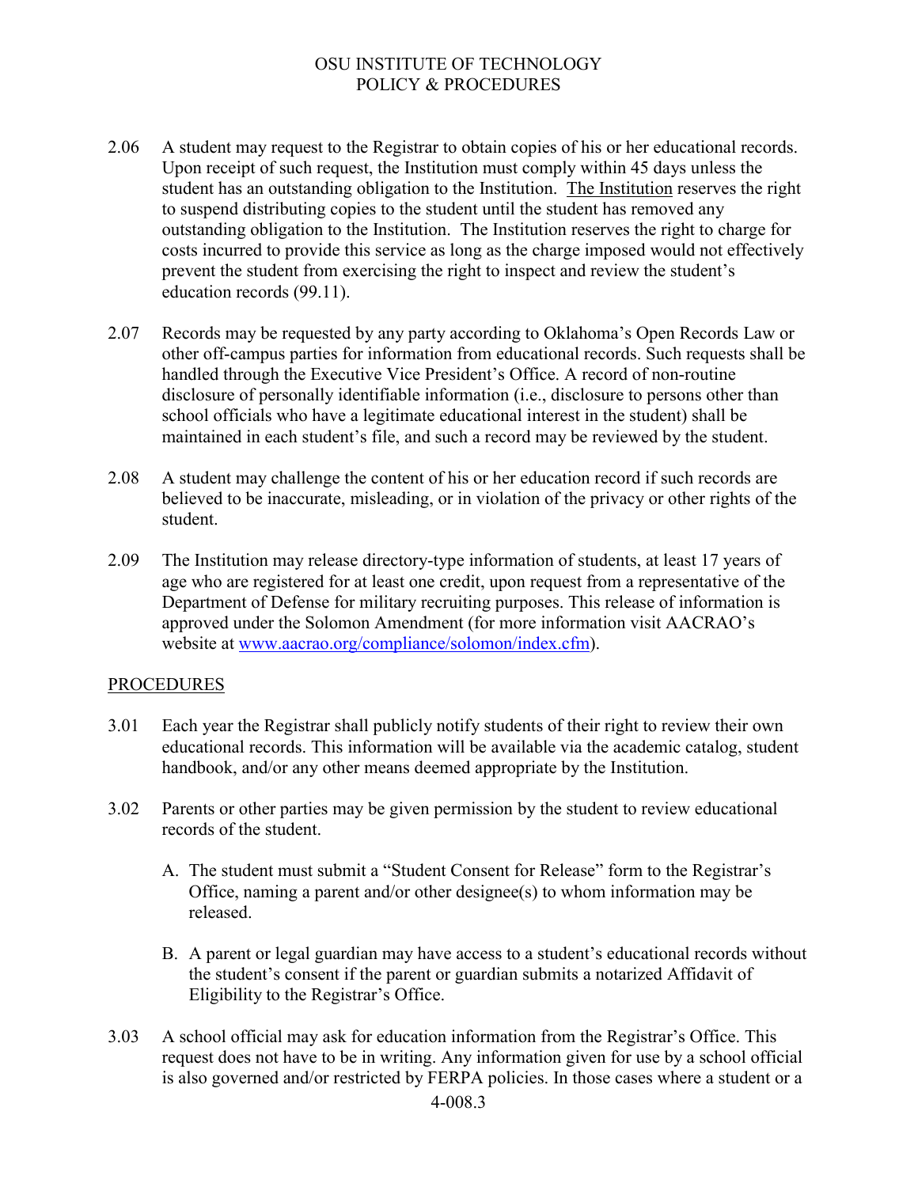2.06 A student may request to the Registrar to obtain copies of his or her educational records. Upon receipt of such request, the Institution must comply within 45 days unless the student has an outstanding obligation to the Institution. The Institution reserves the right to suspend distributing copies to the student until the student has removed any outstanding obligation to the Institution. The Institution reserves the right to charge for costs incurred to provide this service as long as the charge imposed would not effectively prevent the student from exercising the right to inspect and review the student's education records (99.11).

2.07 Records may be requested by any party according to Oklahoma's Open Records Law or other off-campus parties for information from educational records. Such requests shall be handled through the Executive Vice President's Office. A record of non-routine disclosure of personally identifiable information (i.e., disclosure to persons other than school officials who have a legitimate educational interest in the student) shall be maintained in each student's file, and such a record may be reviewed by the student.

2.08 A student may challenge the content of his or her education record if such records are believed to be inaccurate, misleading, or in violation of the privacy or other rights of the student.

2.09 The Institution may release directory-type information of students, at least 17 years of age who are registered for at least one credit, upon request from a representative of the Department of Defense for military recruiting purposes. This release of information is approved under the Solomon Amendment (for more information visit AACRAO's website at www.aacrao.org/compliance/solomon/index.cfm).

## PROCEDURES

3.01 Each year the Registrar shall publicly notify students of their right to review their own educational records. This information will be available via the academic catalog, student handbook, and/or any other means deemed appropriate by the Institution.

3.02 Parents or other parties may be given permission by the student to review educational records of the student.

A. The student must submit a "Student Consent for Release" form to the Registrar's Office, naming a parent and/or other designee(s) to whom information may be released.

B. A parent or legal guardian may have access to a student's educational records without the student's consent if the parent or guardian submits a notarized Affidavit of Eligibility to the Registrar's Office.

3.03 A school official may ask for education information from the Registrar's Office. This request does not have to be in writing. Any information given for use by a school official is also governed and/or restricted by FERPA policies. In those cases where a student or a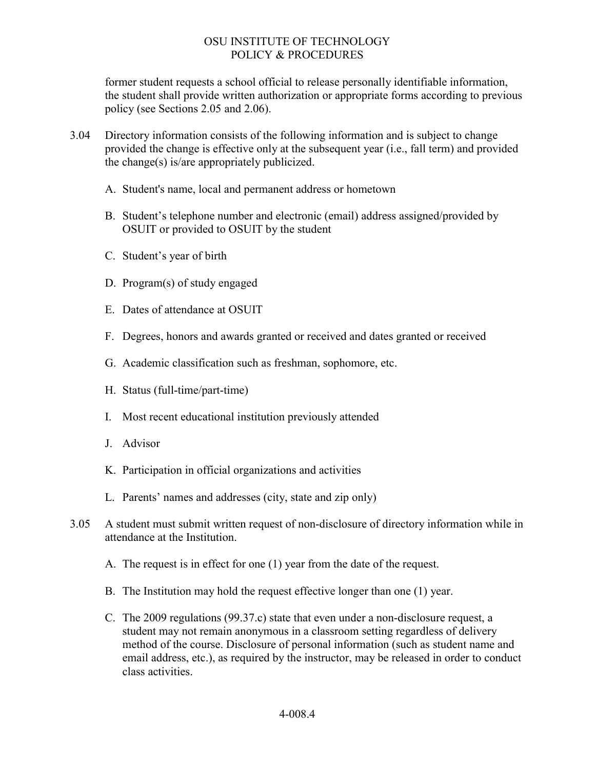former student requests a school official to release personally identifiable information, the student shall provide written authorization or appropriate forms according to previous policy (see Sections 2.05 and 2.06).

3.04 Directory information consists of the following information and is subject to change provided the change is effective only at the subsequent year (i.e., fall term) and provided the change(s) is/are appropriately publicized.

A. Student's name, local and permanent address or hometown

B. Student's telephone number and electronic (email) address assigned/provided by OSUIT or provided to OSUIT by the student

C. Student's year of birth

D. Program(s) of study engaged

E. Dates of attendance at OSUIT

F. Degrees, honors and awards granted or received and dates granted or received

G. Academic classification such as freshman, sophomore, etc.

H. Status (full-time/part-time)

I. Most recent educational institution previously attended

J. Advisor

K. Participation in official organizations and activities

L. Parents' names and addresses (city, state and zip only)

3.05 A student must submit written request of non-disclosure of directory information while in attendance at the Institution.

A. The request is in effect for one (1) year from the date of the request.

B. The Institution may hold the request effective longer than one (1) year.

C. The 2009 regulations (99.37.c) state that even under a non-disclosure request, a student may not remain anonymous in a classroom setting regardless of delivery method of the course. Disclosure of personal information (such as student name and email address, etc.), as required by the instructor, may be released in order to conduct class activities.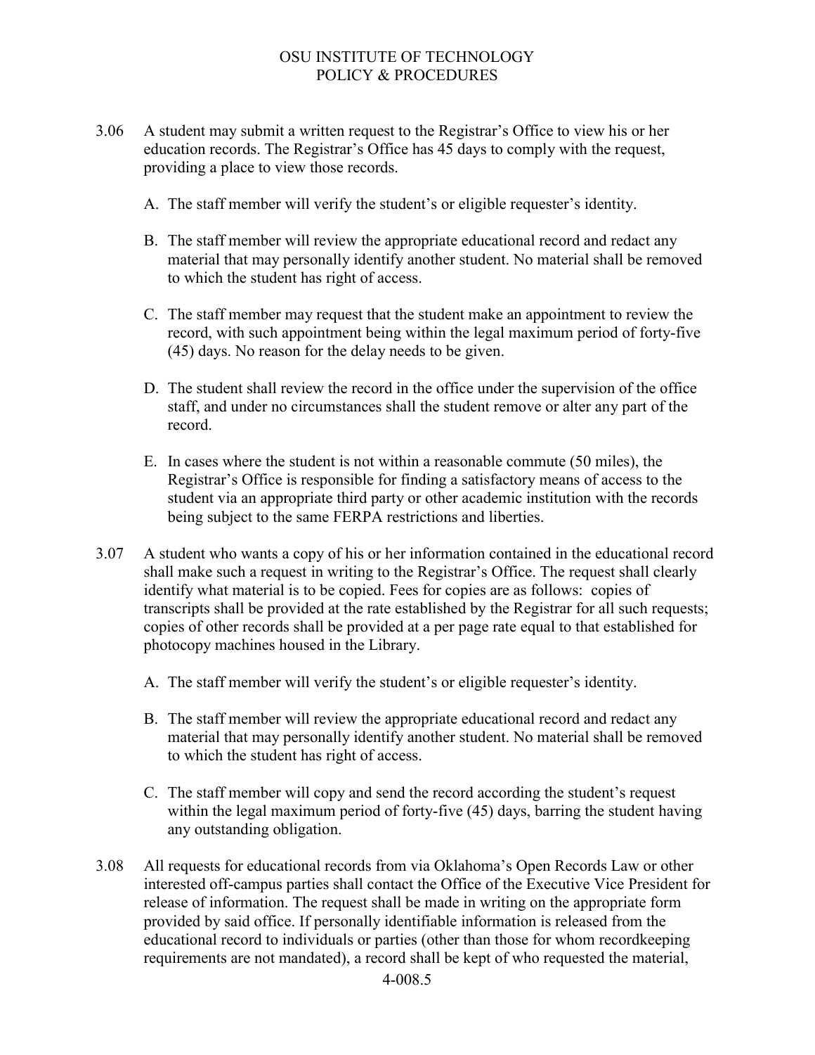3.06 A student may submit a written request to the Registrar's Office to view his or her education records. The Registrar's Office has 45 days to comply with the request, providing a place to view those records.

   A. The staff member will verify the student's or eligible requester's identity.

   B. The staff member will review the appropriate educational record and redact any material that may personally identify another student. No material shall be removed to which the student has right of access.

   C. The staff member may request that the student make an appointment to review the record, with such appointment being within the legal maximum period of forty-five (45) days. No reason for the delay needs to be given.

   D. The student shall review the record in the office under the supervision of the office staff, and under no circumstances shall the student remove or alter any part of the record.

   E. In cases where the student is not within a reasonable commute (50 miles), the Registrar's Office is responsible for finding a satisfactory means of access to the student via an appropriate third party or other academic institution with the records being subject to the same FERPA restrictions and liberties.

3.07 A student who wants a copy of his or her information contained in the educational record shall make such a request in writing to the Registrar's Office. The request shall clearly identify what material is to be copied. Fees for copies are as follows: copies of transcripts shall be provided at the rate established by the Registrar for all such requests; copies of other records shall be provided at a per page rate equal to that established for photocopy machines housed in the Library.

   A. The staff member will verify the student's or eligible requester's identity.

   B. The staff member will review the appropriate educational record and redact any material that may personally identify another student. No material shall be removed to which the student has right of access.

   C. The staff member will copy and send the record according the student's request within the legal maximum period of forty-five (45) days, barring the student having any outstanding obligation.

3.08 All requests for educational records from via Oklahoma's Open Records Law or other interested off-campus parties shall contact the Office of the Executive Vice President for release of information. The request shall be made in writing on the appropriate form provided by said office. If personally identifiable information is released from the educational record to individuals or parties (other than those for whom recordkeeping requirements are not mandated), a record shall be kept of who requested the material,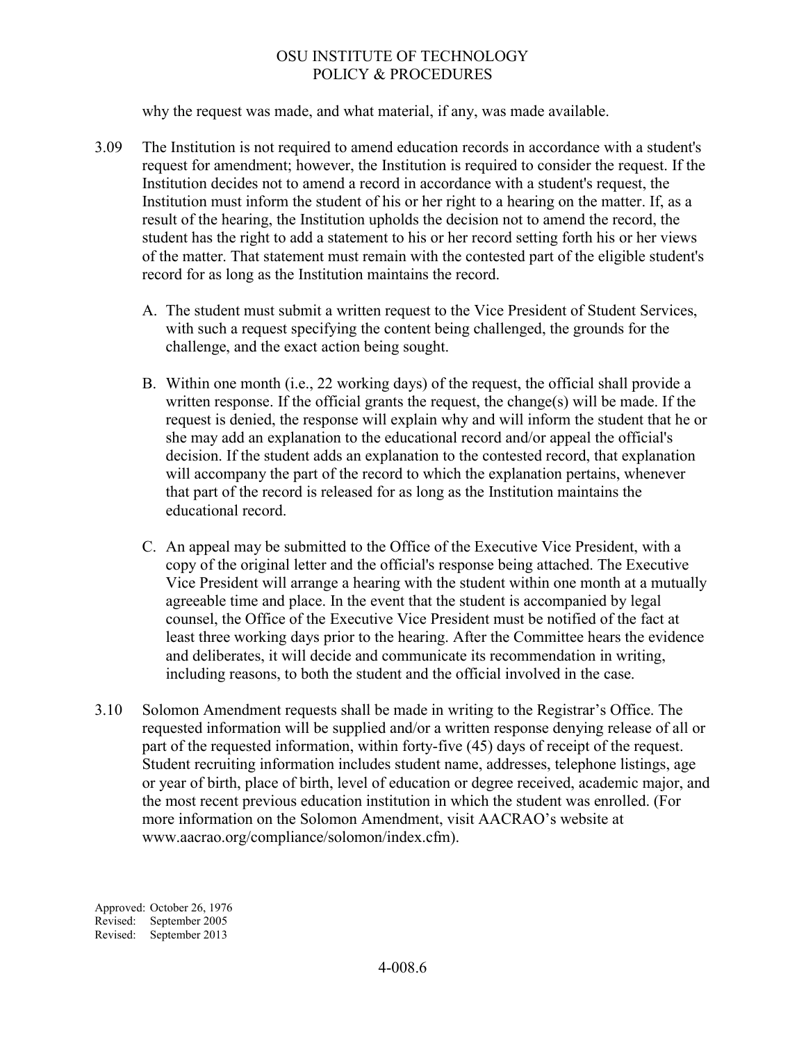why the request was made, and what material, if any, was made available.

3.09 The Institution is not required to amend education records in accordance with a student's request for amendment; however, the Institution is required to consider the request. If the Institution decides not to amend a record in accordance with a student's request, the Institution must inform the student of his or her right to a hearing on the matter. If, as a result of the hearing, the Institution upholds the decision not to amend the record, the student has the right to add a statement to his or her record setting forth his or her views of the matter. That statement must remain with the contested part of the eligible student's record for as long as the Institution maintains the record.

A. The student must submit a written request to the Vice President of Student Services, with such a request specifying the content being challenged, the grounds for the challenge, and the exact action being sought.

B. Within one month (i.e., 22 working days) of the request, the official shall provide a written response. If the official grants the request, the change(s) will be made. If the request is denied, the response will explain why and will inform the student that he or she may add an explanation to the educational record and/or appeal the official's decision. If the student adds an explanation to the contested record, that explanation will accompany the part of the record to which the explanation pertains, whenever that part of the record is released for as long as the Institution maintains the educational record.

C. An appeal may be submitted to the Office of the Executive Vice President, with a copy of the original letter and the official's response being attached. The Executive Vice President will arrange a hearing with the student within one month at a mutually agreeable time and place. In the event that the student is accompanied by legal counsel, the Office of the Executive Vice President must be notified of the fact at least three working days prior to the hearing. After the Committee hears the evidence and deliberates, it will decide and communicate its recommendation in writing, including reasons, to both the student and the official involved in the case.

3.10 Solomon Amendment requests shall be made in writing to the Registrar's Office. The requested information will be supplied and/or a written response denying release of all or part of the requested information, within forty-five (45) days of receipt of the request. Student recruiting information includes student name, addresses, telephone listings, age or year of birth, place of birth, level of education or degree received, academic major, and the most recent previous education institution in which the student was enrolled. (For more information on the Solomon Amendment, visit AACRAO's website at www.aacrao.org/compliance/solomon/index.cfm).

Approved: October 26, 1976
Revised: September 2005
Revised: September 2013